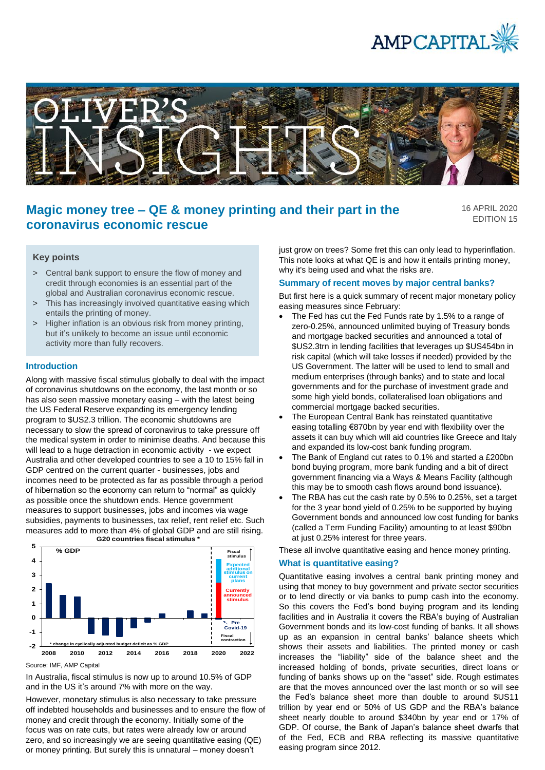# Magic money tree – QE & money printing and their part in the coronavirus economic rescue

16 APRIL 2020
EDITION 15

## Key points

> Central bank support to ensure the flow of money and credit through economies is an essential part of the global and Australian coronavirus economic rescue.

> This has increasingly involved quantitative easing which entails the printing of money.

> Higher inflation is an obvious risk from money printing, but it's unlikely to become an issue until economic activity more than fully recovers.

## Introduction

Along with massive fiscal stimulus globally to deal with the impact of coronavirus shutdowns on the economy, the last month or so has also seen massive monetary easing – with the latest being the US Federal Reserve expanding its emergency lending program to $US2.3 trillion. The economic shutdowns are necessary to slow the spread of coronavirus to take pressure off the medical system in order to minimise deaths. And because this will lead to a huge detraction in economic activity - we expect Australia and other developed countries to see a 10 to 15% fall in GDP centred on the current quarter - businesses, jobs and incomes need to be protected as far as possible through a period of hibernation so the economy can return to "normal" as quickly as possible once the shutdown ends. Hence government measures to support businesses, jobs and incomes via wage subsidies, payments to businesses, tax relief, rent relief etc. Such measures add to more than 4% of global GDP and are still rising.

**G20 countries fiscal stimulus ***

% GDP

Fiscal stimulus

Expected addtional stimulus on current plans

Currently announced stimulus

Pre Covid-19

Fiscal contraction

* change in cyclically adjusted budget deficit as % GDP

Source: IMF, AMP Capital

In Australia, fiscal stimulus is now up to around 10.5% of GDP and in the US it's around 7% with more on the way.

However, monetary stimulus is also necessary to take pressure off indebted households and businesses and to ensure the flow of money and credit through the economy. Initially some of the focus was on rate cuts, but rates were already low or around zero, and so increasingly we are seeing quantitative easing (QE) or money printing. But surely this is unnatural – money doesn't just grow on trees? Some fret this can only lead to hyperinflation. This note looks at what QE is and how it entails printing money, why it's being used and what the risks are.

## Summary of recent moves by major central banks?

But first here is a quick summary of recent major monetary policy easing measures since February:

- The Fed has cut the Fed Funds rate by 1.5% to a range of zero-0.25%, announced unlimited buying of Treasury bonds and mortgage backed securities and announced a total of $US2.3trn in lending facilities that leverages up $US454bn in risk capital (which will take losses if needed) provided by the US Government. The latter will be used to lend to small and medium enterprises (through banks) and to state and local governments and for the purchase of investment grade and some high yield bonds, collateralised loan obligations and commercial mortgage backed securities.
- The European Central Bank has reinstated quantitative easing totalling €870bn by year end with flexibility over the assets it can buy which will aid countries like Greece and Italy and expanded its low-cost bank funding program.
- The Bank of England cut rates to 0.1% and started a £200bn bond buying program, more bank funding and a bit of direct government financing via a Ways & Means Facility (although this may be to smooth cash flows around bond issuance).
- The RBA has cut the cash rate by 0.5% to 0.25%, set a target for the 3 year bond yield of 0.25% to be supported by buying Government bonds and announced low cost funding for banks (called a Term Funding Facility) amounting to at least $90bn at just 0.25% interest for three years.

These all involve quantitative easing and hence money printing.

## What is quantitative easing?

Quantitative easing involves a central bank printing money and using that money to buy government and private sector securities or to lend directly or via banks to pump cash into the economy. So this covers the Fed's bond buying program and its lending facilities and in Australia it covers the RBA's buying of Australian Government bonds and its low-cost funding of banks. It all shows up as an expansion in central banks' balance sheets which shows their assets and liabilities. The printed money or cash increases the "liability" side of the balance sheet and the increased holding of bonds, private securities, direct loans or funding of banks shows up on the "asset" side. Rough estimates are that the moves announced over the last month or so will see the Fed's balance sheet more than double to around $US11 trillion by year end or 50% of US GDP and the RBA's balance sheet nearly double to around $340bn by year end or 17% of GDP. Of course, the Bank of Japan's balance sheet dwarfs that of the Fed, ECB and RBA reflecting its massive quantitative easing program since 2012.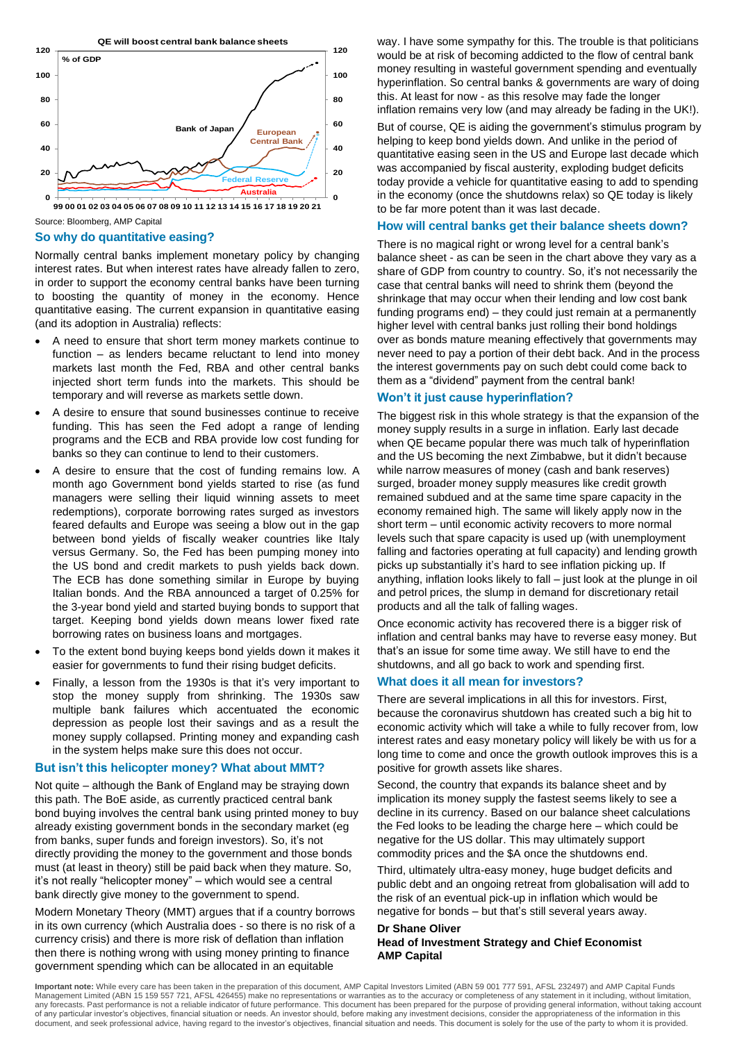**QE will boost central bank balance sheets**

% of GDP

120 100 80 60 40 20 0

Bank of Japan

European Central Bank

Federal Reserve

Australia

99 00 01 02 03 04 05 06 07 08 09 10 11 12 13 14 15 16 17 18 19 20 21

Source: Bloomberg, AMP Capital

## So why do quantitative easing?

Normally central banks implement monetary policy by changing interest rates. But when interest rates have already fallen to zero, in order to support the economy central banks have been turning to boosting the quantity of money in the economy. Hence quantitative easing. The current expansion in quantitative easing (and its adoption in Australia) reflects:

- A need to ensure that short term money markets continue to function – as lenders became reluctant to lend into money markets last month the Fed, RBA and other central banks injected short term funds into the markets. This should be temporary and will reverse as markets settle down.
- A desire to ensure that sound businesses continue to receive funding. This has seen the Fed adopt a range of lending programs and the ECB and RBA provide low cost funding for banks so they can continue to lend to their customers.
- A desire to ensure that the cost of funding remains low. A month ago Government bond yields started to rise (as fund managers were selling their liquid winning assets to meet redemptions), corporate borrowing rates surged as investors feared defaults and Europe was seeing a blow out in the gap between bond yields of fiscally weaker countries like Italy versus Germany. So, the Fed has been pumping money into the US bond and credit markets to push yields back down. The ECB has done something similar in Europe by buying Italian bonds. And the RBA announced a target of 0.25% for the 3-year bond yield and started buying bonds to support that target. Keeping bond yields down means lower fixed rate borrowing rates on business loans and mortgages.
- To the extent bond buying keeps bond yields down it makes it easier for governments to fund their rising budget deficits.
- Finally, a lesson from the 1930s is that it's very important to stop the money supply from shrinking. The 1930s saw multiple bank failures which accentuated the economic depression as people lost their savings and as a result the money supply collapsed. Printing money and expanding cash in the system helps make sure this does not occur.

## But isn't this helicopter money? What about MMT?

Not quite – although the Bank of England may be straying down this path. The BoE aside, as currently practiced central bank bond buying involves the central bank using printed money to buy already existing government bonds in the secondary market (eg from banks, super funds and foreign investors). So, it's not directly providing the money to the government and those bonds must (at least in theory) still be paid back when they mature. So, it's not really "helicopter money" – which would see a central bank directly give money to the government to spend.

Modern Monetary Theory (MMT) argues that if a country borrows in its own currency (which Australia does - so there is no risk of a currency crisis) and there is more risk of deflation than inflation then there is nothing wrong with using money printing to finance government spending which can be allocated in an equitable way. I have some sympathy for this. The trouble is that politicians would be at risk of becoming addicted to the flow of central bank money resulting in wasteful government spending and eventually hyperinflation. So central banks & governments are wary of doing this. At least for now - as this resolve may fade the longer inflation remains very low (and may already be fading in the UK!).

But of course, QE is aiding the government's stimulus program by helping to keep bond yields down. And unlike in the period of quantitative easing seen in the US and Europe last decade which was accompanied by fiscal austerity, exploding budget deficits today provide a vehicle for quantitative easing to add to spending in the economy (once the shutdowns relax) so QE today is likely to be far more potent than it was last decade.

## How will central banks get their balance sheets down?

There is no magical right or wrong level for a central bank's balance sheet - as can be seen in the chart above they vary as a share of GDP from country to country. So, it's not necessarily the case that central banks will need to shrink them (beyond the shrinkage that may occur when their lending and low cost bank funding programs end) – they could just remain at a permanently higher level with central banks just rolling their bond holdings over as bonds mature meaning effectively that governments may never need to pay a portion of their debt back. And in the process the interest governments pay on such debt could come back to them as a "dividend" payment from the central bank!

## Won't it just cause hyperinflation?

The biggest risk in this whole strategy is that the expansion of the money supply results in a surge in inflation. Early last decade when QE became popular there was much talk of hyperinflation and the US becoming the next Zimbabwe, but it didn't because while narrow measures of money (cash and bank reserves) surged, broader money supply measures like credit growth remained subdued and at the same time spare capacity in the economy remained high. The same will likely apply now in the short term – until economic activity recovers to more normal levels such that spare capacity is used up (with unemployment falling and factories operating at full capacity) and lending growth picks up substantially it's hard to see inflation picking up. If anything, inflation looks likely to fall – just look at the plunge in oil and petrol prices, the slump in demand for discretionary retail products and all the talk of falling wages.

Once economic activity has recovered there is a bigger risk of inflation and central banks may have to reverse easy money. But that's an issue for some time away. We still have to end the shutdowns, and all go back to work and spending first.

## What does it all mean for investors?

There are several implications in all this for investors. First, because the coronavirus shutdown has created such a big hit to economic activity which will take a while to fully recover from, low interest rates and easy monetary policy will likely be with us for a long time to come and once the growth outlook improves this is a positive for growth assets like shares.

Second, the country that expands its balance sheet and by implication its money supply the fastest seems likely to see a decline in its currency. Based on our balance sheet calculations the Fed looks to be leading the charge here – which could be negative for the US dollar. This may ultimately support commodity prices and the $A once the shutdowns end.

Third, ultimately ultra-easy money, huge budget deficits and public debt and an ongoing retreat from globalisation will add to the risk of an eventual pick-up in inflation which would be negative for bonds – but that's still several years away.

**Dr Shane Oliver**
**Head of Investment Strategy and Chief Economist**
**AMP Capital**

**Important note:** While every care has been taken in the preparation of this document, AMP Capital Investors Limited (ABN 59 001 777 591, AFSL 232497) and AMP Capital Funds Management Limited (ABN 15 159 557 721, AFSL 426455) make no representations or warranties as to the accuracy or completeness of any statement in it including, without limitation, any forecasts. Past performance is not a reliable indicator of future performance. This document has been prepared for the purpose of providing general information, without taking account of any particular investor's objectives, financial situation or needs. An investor should, before making any investment decisions, consider the appropriateness of the information in this document, and seek professional advice, having regard to the investor's objectives, financial situation and needs. This document is solely for the use of the party to whom it is provided.